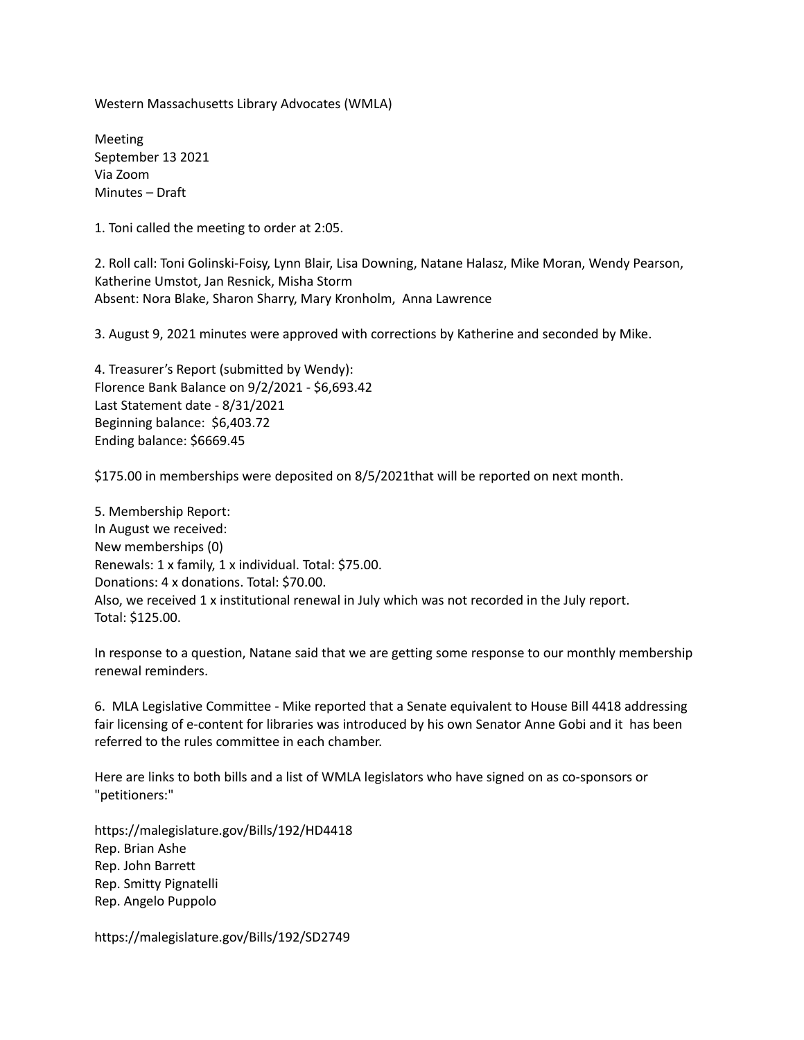Western Massachusetts Library Advocates (WMLA)

Meeting
September 13 2021
Via Zoom
Minutes – Draft

1. Toni called the meeting to order at 2:05.

2. Roll call: Toni Golinski-Foisy, Lynn Blair, Lisa Downing, Natane Halasz, Mike Moran, Wendy Pearson, Katherine Umstot, Jan Resnick, Misha Storm
Absent: Nora Blake, Sharon Sharry, Mary Kronholm, Anna Lawrence

3. August 9, 2021 minutes were approved with corrections by Katherine and seconded by Mike.

4. Treasurer's Report (submitted by Wendy):
Florence Bank Balance on 9/2/2021 - $6,693.42
Last Statement date - 8/31/2021
Beginning balance: $6,403.72
Ending balance: $6669.45

$175.00 in memberships were deposited on 8/5/2021that will be reported on next month.

5. Membership Report:
In August we received:
New memberships (0)
Renewals: 1 x family, 1 x individual. Total: $75.00.
Donations: 4 x donations. Total: $70.00.
Also, we received 1 x institutional renewal in July which was not recorded in the July report.
Total: $125.00.

In response to a question, Natane said that we are getting some response to our monthly membership renewal reminders.

6. MLA Legislative Committee - Mike reported that a Senate equivalent to House Bill 4418 addressing fair licensing of e-content for libraries was introduced by his own Senator Anne Gobi and it has been referred to the rules committee in each chamber.

Here are links to both bills and a list of WMLA legislators who have signed on as co-sponsors or "petitioners:"

https://malegislature.gov/Bills/192/HD4418
Rep. Brian Ashe
Rep. John Barrett
Rep. Smitty Pignatelli
Rep. Angelo Puppolo

https://malegislature.gov/Bills/192/SD2749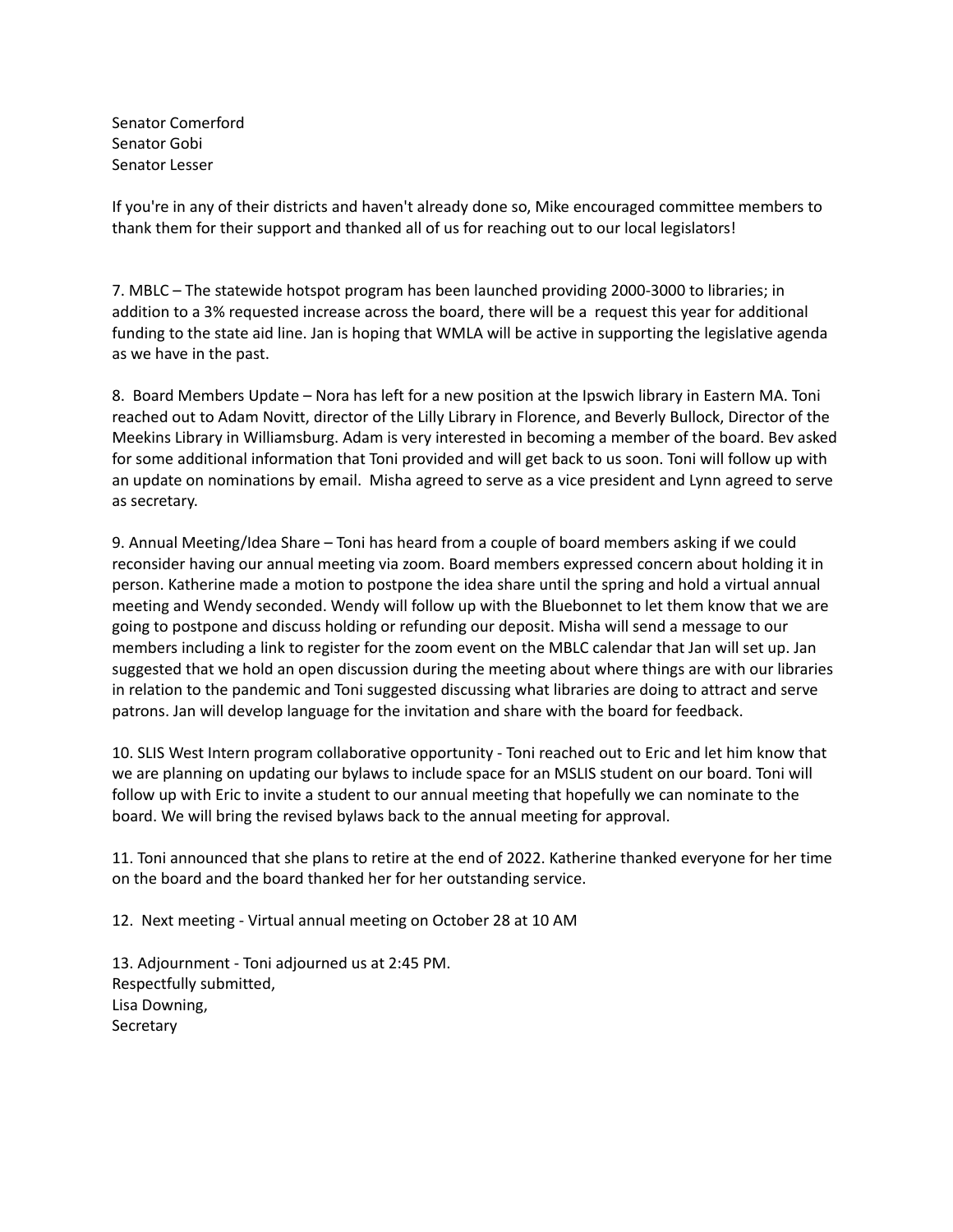Senator Comerford
Senator Gobi
Senator Lesser

If you're in any of their districts and haven't already done so, Mike encouraged committee members to thank them for their support and thanked all of us for reaching out to our local legislators!

7. MBLC – The statewide hotspot program has been launched providing 2000-3000 to libraries; in addition to a 3% requested increase across the board, there will be a request this year for additional funding to the state aid line. Jan is hoping that WMLA will be active in supporting the legislative agenda as we have in the past.

8. Board Members Update – Nora has left for a new position at the Ipswich library in Eastern MA. Toni reached out to Adam Novitt, director of the Lilly Library in Florence, and Beverly Bullock, Director of the Meekins Library in Williamsburg. Adam is very interested in becoming a member of the board. Bev asked for some additional information that Toni provided and will get back to us soon. Toni will follow up with an update on nominations by email. Misha agreed to serve as a vice president and Lynn agreed to serve as secretary.

9. Annual Meeting/Idea Share – Toni has heard from a couple of board members asking if we could reconsider having our annual meeting via zoom. Board members expressed concern about holding it in person. Katherine made a motion to postpone the idea share until the spring and hold a virtual annual meeting and Wendy seconded. Wendy will follow up with the Bluebonnet to let them know that we are going to postpone and discuss holding or refunding our deposit. Misha will send a message to our members including a link to register for the zoom event on the MBLC calendar that Jan will set up. Jan suggested that we hold an open discussion during the meeting about where things are with our libraries in relation to the pandemic and Toni suggested discussing what libraries are doing to attract and serve patrons. Jan will develop language for the invitation and share with the board for feedback.

10. SLIS West Intern program collaborative opportunity - Toni reached out to Eric and let him know that we are planning on updating our bylaws to include space for an MSLIS student on our board. Toni will follow up with Eric to invite a student to our annual meeting that hopefully we can nominate to the board. We will bring the revised bylaws back to the annual meeting for approval.

11. Toni announced that she plans to retire at the end of 2022. Katherine thanked everyone for her time on the board and the board thanked her for her outstanding service.

12. Next meeting - Virtual annual meeting on October 28 at 10 AM

13. Adjournment - Toni adjourned us at 2:45 PM.
Respectfully submitted,
Lisa Downing,
Secretary